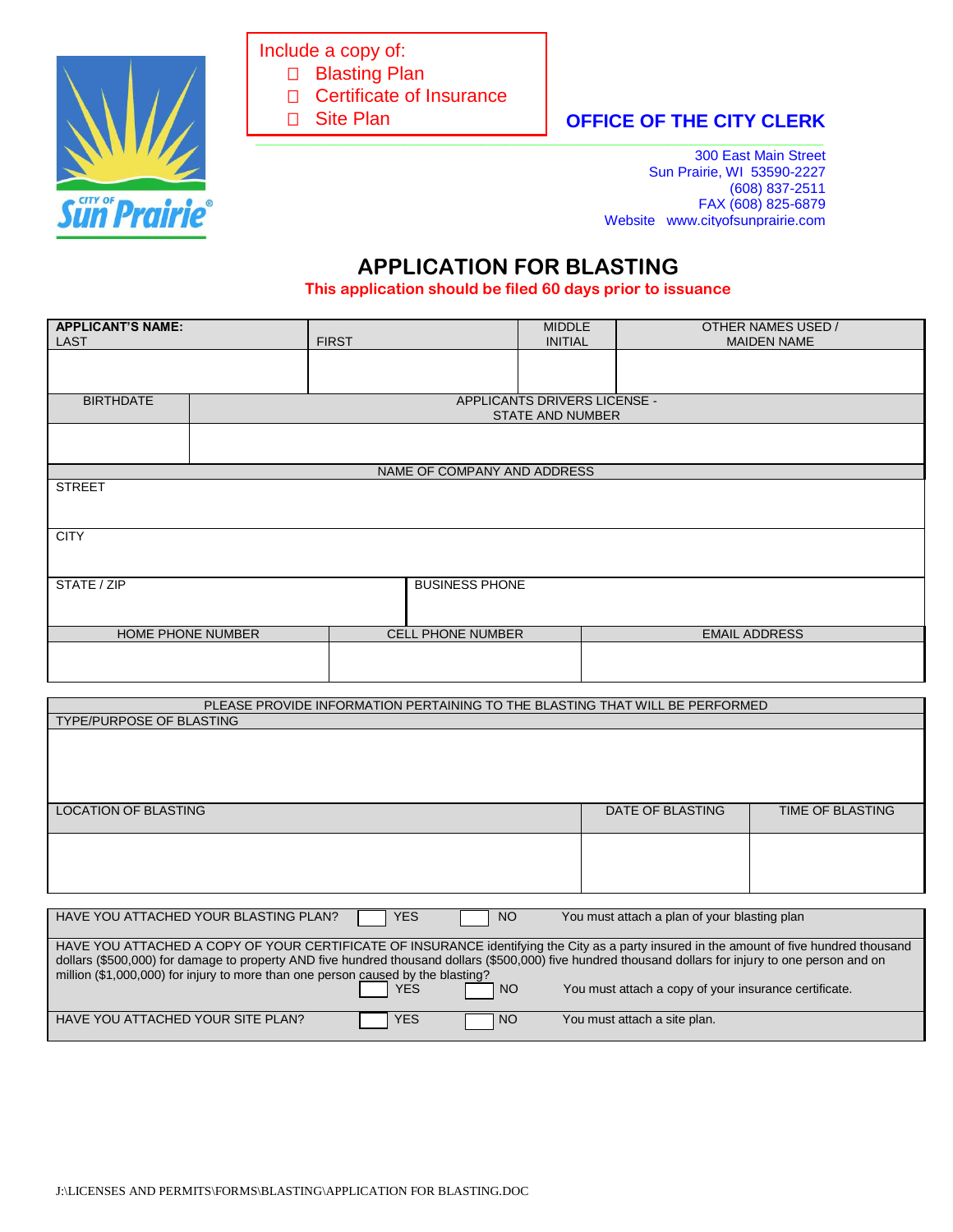CITY OF Sun Prairie

Include a copy of:
- ☐ Blasting Plan
- ☐ Certificate of Insurance
- ☐ Site Plan

**OFFICE OF THE CITY CLERK**

300 East Main Street
Sun Prairie, WI 53590-2227
(608) 837-2511
FAX (608) 825-6879
Website www.cityofsunprairie.com

# APPLICATION FOR BLASTING

**This application should be filed 60 days prior to issuance**

| **APPLICANT'S NAME:** LAST | FIRST | MIDDLE INITIAL | OTHER NAMES USED / MAIDEN NAME |
|---|---|---|---|
| | | | |

| BIRTHDATE | APPLICANTS DRIVERS LICENSE - STATE AND NUMBER |
|---|---|
| | |

| NAME OF COMPANY AND ADDRESS | |
|---|---|
| STREET | |
| CITY | |
| STATE / ZIP | BUSINESS PHONE |

| HOME PHONE NUMBER | CELL PHONE NUMBER | EMAIL ADDRESS |
|---|---|---|
| | | |

| PLEASE PROVIDE INFORMATION PERTAINING TO THE BLASTING THAT WILL BE PERFORMED | | |
|---|---|---|
| TYPE/PURPOSE OF BLASTING | | |
| | | |
| LOCATION OF BLASTING | DATE OF BLASTING | TIME OF BLASTING |
| | | |

HAVE YOU ATTACHED YOUR BLASTING PLAN? ☐ YES ☐ NO You must attach a plan of your blasting plan

HAVE YOU ATTACHED A COPY OF YOUR CERTIFICATE OF INSURANCE identifying the City as a party insured in the amount of five hundred thousand dollars ($500,000) for damage to property AND five hundred thousand dollars ($500,000) five hundred thousand dollars for injury to one person and on million ($1,000,000) for injury to more than one person caused by the blasting?
☐ YES ☐ NO You must attach a copy of your insurance certificate.

HAVE YOU ATTACHED YOUR SITE PLAN? ☐ YES ☐ NO You must attach a site plan.

J:\LICENSES AND PERMITS\FORMS\BLASTING\APPLICATION FOR BLASTING.DOC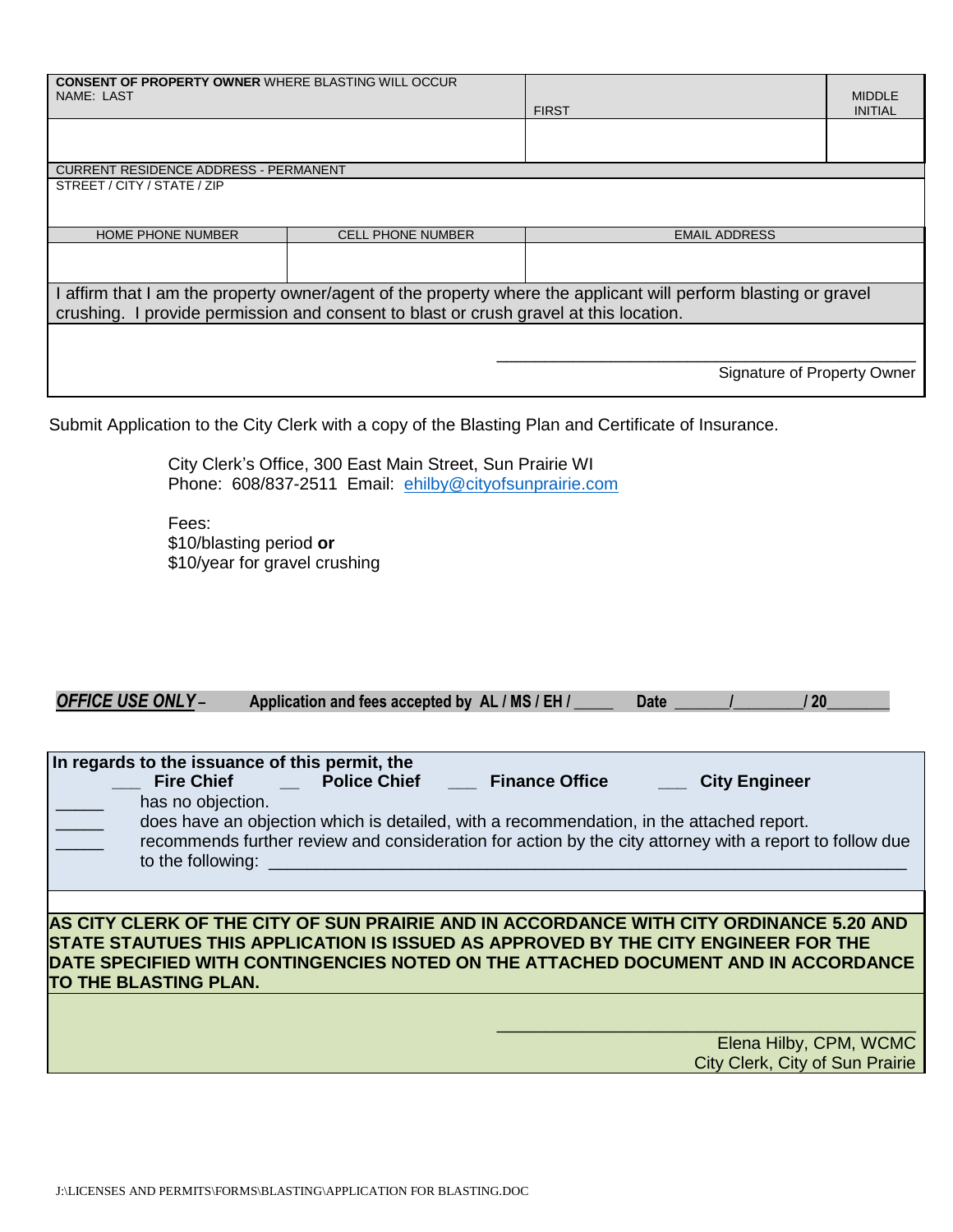| **CONSENT OF PROPERTY OWNER** WHERE BLASTING WILL OCCUR NAME: LAST | | FIRST | MIDDLE INITIAL |
|---|---|---|---|
| | | | |
| CURRENT RESIDENCE ADDRESS - PERMANENT | | | |
| STREET / CITY / STATE / ZIP | | | |
| HOME PHONE NUMBER | CELL PHONE NUMBER | EMAIL ADDRESS | |
| | | | |
| I affirm that I am the property owner/agent of the property where the applicant will perform blasting or gravel crushing. I provide permission and consent to blast or crush gravel at this location. | | | |
| ______________________________________________ Signature of Property Owner | | | |

Submit Application to the City Clerk with a copy of the Blasting Plan and Certificate of Insurance.

City Clerk's Office, 300 East Main Street, Sun Prairie WI
Phone: 608/837-2511 Email: ehilby@cityofsunprairie.com

Fees:
$10/blasting period **or**
$10/year for gravel crushing

***OFFICE USE ONLY*** **– Application and fees accepted by AL / MS / EH / _____ Date _______/_________/ 20________**

**In regards to the issuance of this permit, the**
**___ Fire Chief __ Police Chief ___ Finance Office ___ City Engineer**

_____ has no objection.
_____ does have an objection which is detailed, with a recommendation, in the attached report.
_____ recommends further review and consideration for action by the city attorney with a report to follow due to the following: ______________________________________________________________________

**AS CITY CLERK OF THE CITY OF SUN PRAIRIE AND IN ACCORDANCE WITH CITY ORDINANCE 5.20 AND STATE STAUTUES THIS APPLICATION IS ISSUED AS APPROVED BY THE CITY ENGINEER FOR THE DATE SPECIFIED WITH CONTINGENCIES NOTED ON THE ATTACHED DOCUMENT AND IN ACCORDANCE TO THE BLASTING PLAN.**

______________________________________________
Elena Hilby, CPM, WCMC
City Clerk, City of Sun Prairie

J:\LICENSES AND PERMITS\FORMS\BLASTING\APPLICATION FOR BLASTING.DOC